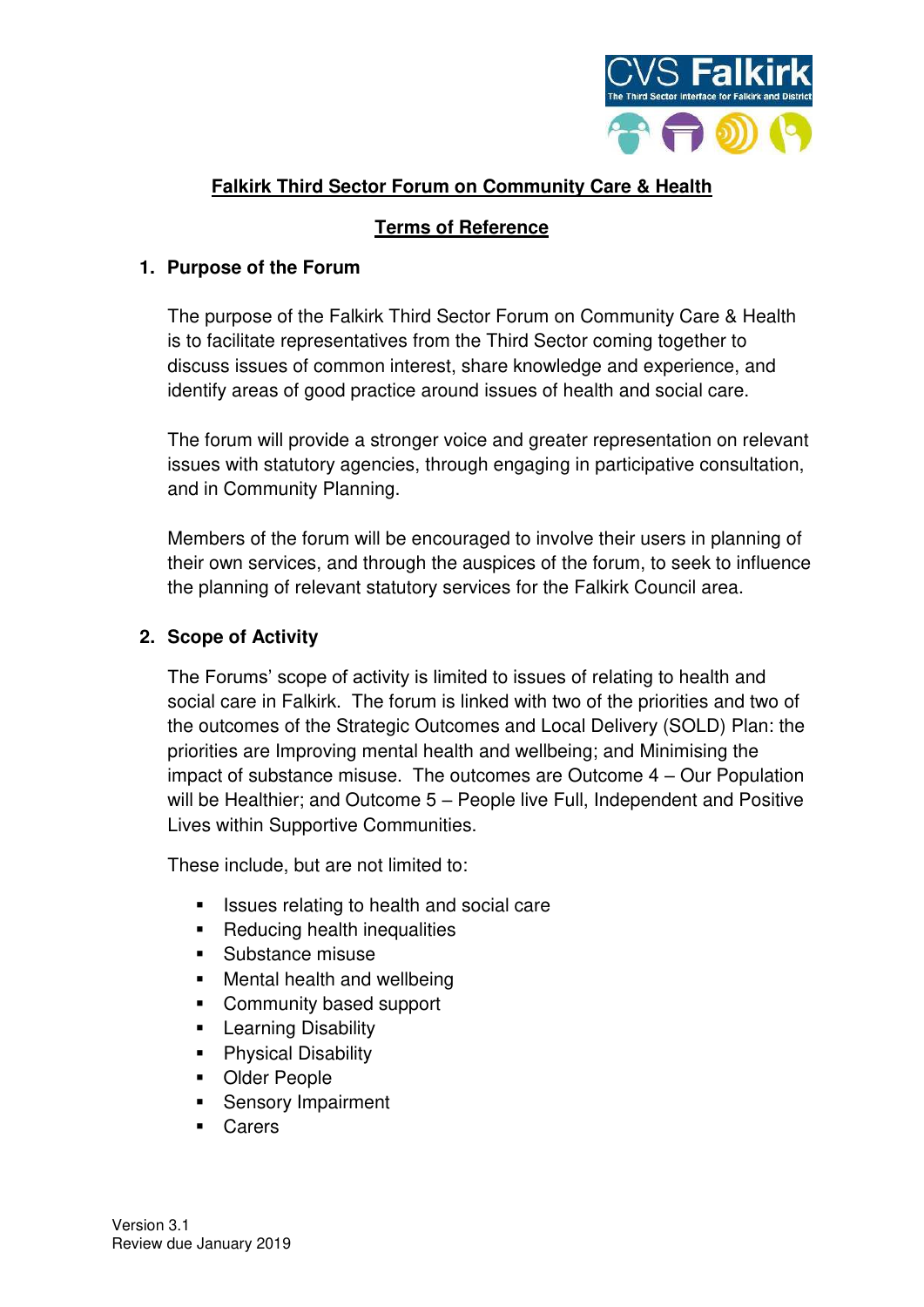# Falkirk Third Sector Forum on Community Care & Health

## Terms of Reference

### 1. Purpose of the Forum

The purpose of the Falkirk Third Sector Forum on Community Care & Health is to facilitate representatives from the Third Sector coming together to discuss issues of common interest, share knowledge and experience, and identify areas of good practice around issues of health and social care.

The forum will provide a stronger voice and greater representation on relevant issues with statutory agencies, through engaging in participative consultation, and in Community Planning.

Members of the forum will be encouraged to involve their users in planning of their own services, and through the auspices of the forum, to seek to influence the planning of relevant statutory services for the Falkirk Council area.

### 2. Scope of Activity

The Forums' scope of activity is limited to issues of relating to health and social care in Falkirk. The forum is linked with two of the priorities and two of the outcomes of the Strategic Outcomes and Local Delivery (SOLD) Plan: the priorities are Improving mental health and wellbeing; and Minimising the impact of substance misuse. The outcomes are Outcome 4 – Our Population will be Healthier; and Outcome 5 – People live Full, Independent and Positive Lives within Supportive Communities.

These include, but are not limited to:

- Issues relating to health and social care
- Reducing health inequalities
- Substance misuse
- Mental health and wellbeing
- Community based support
- Learning Disability
- Physical Disability
- Older People
- Sensory Impairment
- Carers

Version 3.1
Review due January 2019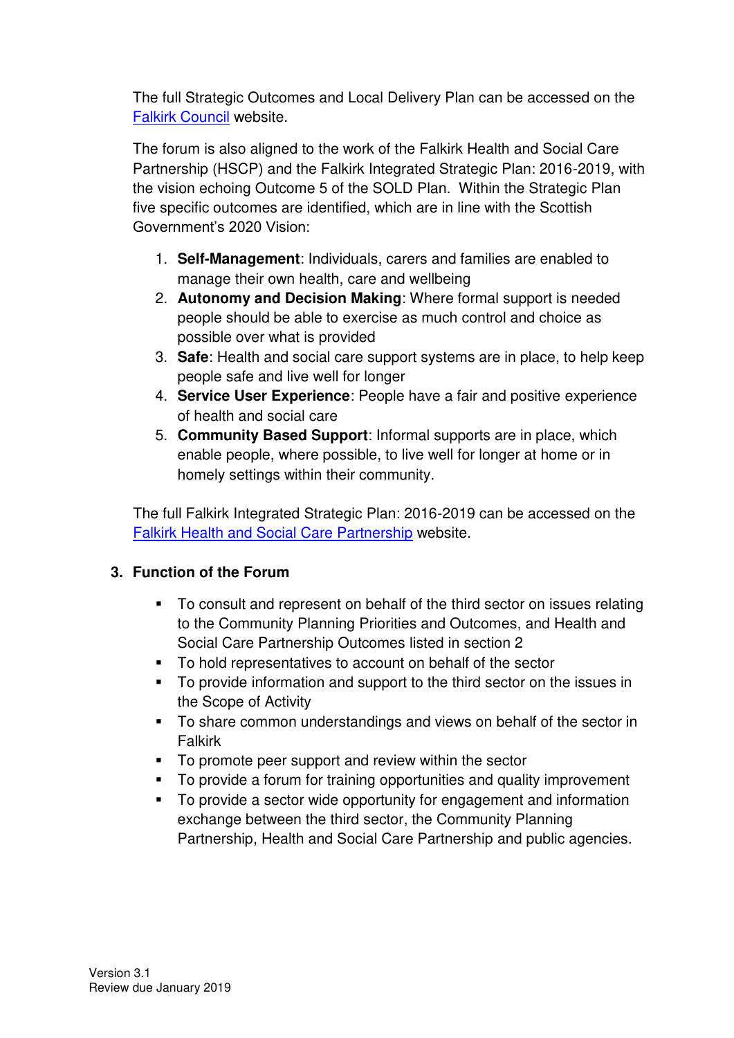The full Strategic Outcomes and Local Delivery Plan can be accessed on the [Falkirk Council](Falkirk Council) website.

The forum is also aligned to the work of the Falkirk Health and Social Care Partnership (HSCP) and the Falkirk Integrated Strategic Plan: 2016-2019, with the vision echoing Outcome 5 of the SOLD Plan. Within the Strategic Plan five specific outcomes are identified, which are in line with the Scottish Government's 2020 Vision:

1. **Self-Management**: Individuals, carers and families are enabled to manage their own health, care and wellbeing
2. **Autonomy and Decision Making**: Where formal support is needed people should be able to exercise as much control and choice as possible over what is provided
3. **Safe**: Health and social care support systems are in place, to help keep people safe and live well for longer
4. **Service User Experience**: People have a fair and positive experience of health and social care
5. **Community Based Support**: Informal supports are in place, which enable people, where possible, to live well for longer at home or in homely settings within their community.

The full Falkirk Integrated Strategic Plan: 2016-2019 can be accessed on the Falkirk Health and Social Care Partnership website.

## 3. Function of the Forum

- To consult and represent on behalf of the third sector on issues relating to the Community Planning Priorities and Outcomes, and Health and Social Care Partnership Outcomes listed in section 2
- To hold representatives to account on behalf of the sector
- To provide information and support to the third sector on the issues in the Scope of Activity
- To share common understandings and views on behalf of the sector in Falkirk
- To promote peer support and review within the sector
- To provide a forum for training opportunities and quality improvement
- To provide a sector wide opportunity for engagement and information exchange between the third sector, the Community Planning Partnership, Health and Social Care Partnership and public agencies.

Version 3.1
Review due January 2019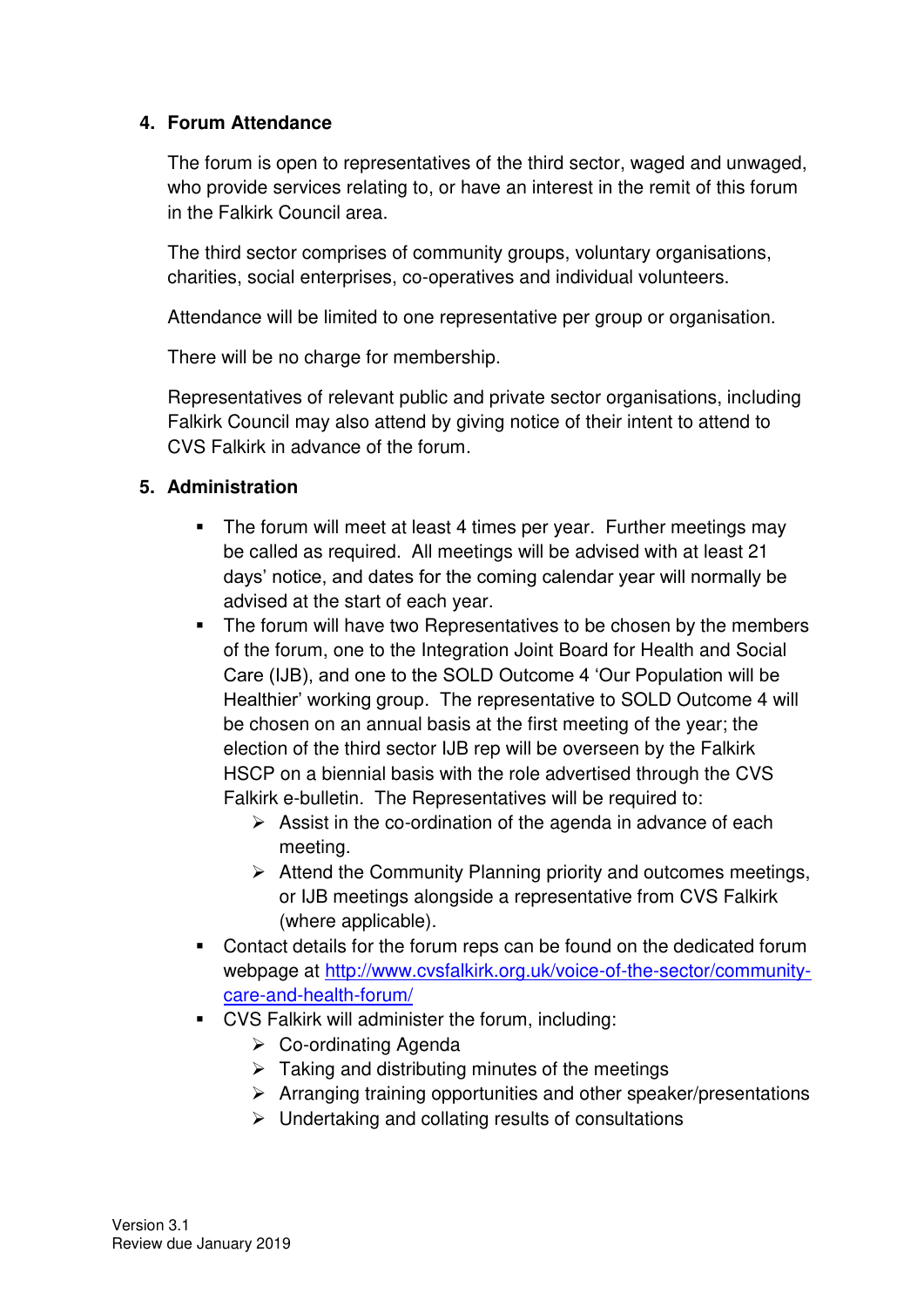## 4. Forum Attendance

The forum is open to representatives of the third sector, waged and unwaged, who provide services relating to, or have an interest in the remit of this forum in the Falkirk Council area.

The third sector comprises of community groups, voluntary organisations, charities, social enterprises, co-operatives and individual volunteers.

Attendance will be limited to one representative per group or organisation.

There will be no charge for membership.

Representatives of relevant public and private sector organisations, including Falkirk Council may also attend by giving notice of their intent to attend to CVS Falkirk in advance of the forum.

## 5. Administration

- The forum will meet at least 4 times per year. Further meetings may be called as required. All meetings will be advised with at least 21 days' notice, and dates for the coming calendar year will normally be advised at the start of each year.
- The forum will have two Representatives to be chosen by the members of the forum, one to the Integration Joint Board for Health and Social Care (IJB), and one to the SOLD Outcome 4 'Our Population will be Healthier' working group. The representative to SOLD Outcome 4 will be chosen on an annual basis at the first meeting of the year; the election of the third sector IJB rep will be overseen by the Falkirk HSCP on a biennial basis with the role advertised through the CVS Falkirk e-bulletin. The Representatives will be required to:
  - Assist in the co-ordination of the agenda in advance of each meeting.
  - Attend the Community Planning priority and outcomes meetings, or IJB meetings alongside a representative from CVS Falkirk (where applicable).
- Contact details for the forum reps can be found on the dedicated forum webpage at [http://www.cvsfalkirk.org.uk/voice-of-the-sector/community-care-and-health-forum/](http://www.cvsfalkirk.org.uk/voice-of-the-sector/community-care-and-health-forum/)
- CVS Falkirk will administer the forum, including:
  - Co-ordinating Agenda
  - Taking and distributing minutes of the meetings
  - Arranging training opportunities and other speaker/presentations
  - Undertaking and collating results of consultations

Version 3.1
Review due January 2019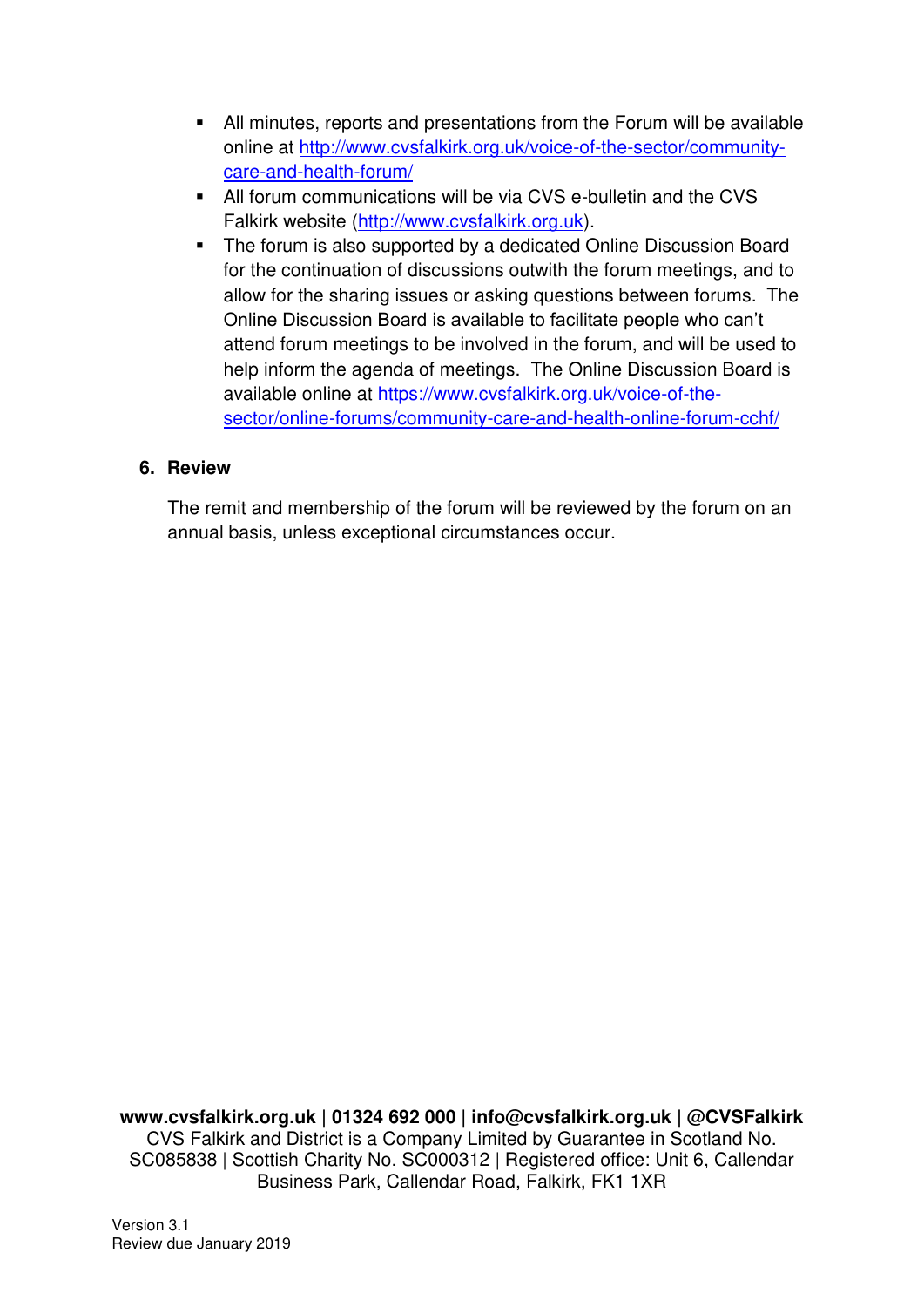- All minutes, reports and presentations from the Forum will be available online at [http://www.cvsfalkirk.org.uk/voice-of-the-sector/community-care-and-health-forum/](http://www.cvsfalkirk.org.uk/voice-of-the-sector/community-care-and-health-forum/)
- All forum communications will be via CVS e-bulletin and the CVS Falkirk website ([http://www.cvsfalkirk.org.uk](http://www.cvsfalkirk.org.uk)).
- The forum is also supported by a dedicated Online Discussion Board for the continuation of discussions outwith the forum meetings, and to allow for the sharing issues or asking questions between forums. The Online Discussion Board is available to facilitate people who can't attend forum meetings to be involved in the forum, and will be used to help inform the agenda of meetings. The Online Discussion Board is available online at [https://www.cvsfalkirk.org.uk/voice-of-the-sector/online-forums/community-care-and-health-online-forum-cchf/](https://www.cvsfalkirk.org.uk/voice-of-the-sector/online-forums/community-care-and-health-online-forum-cchf/)

## 6. Review

The remit and membership of the forum will be reviewed by the forum on an annual basis, unless exceptional circumstances occur.

**www.cvsfalkirk.org.uk | 01324 692 000 | info@cvsfalkirk.org.uk | @CVSFalkirk**
CVS Falkirk and District is a Company Limited by Guarantee in Scotland No. SC085838 | Scottish Charity No. SC000312 | Registered office: Unit 6, Callendar Business Park, Callendar Road, Falkirk, FK1 1XR

Version 3.1
Review due January 2019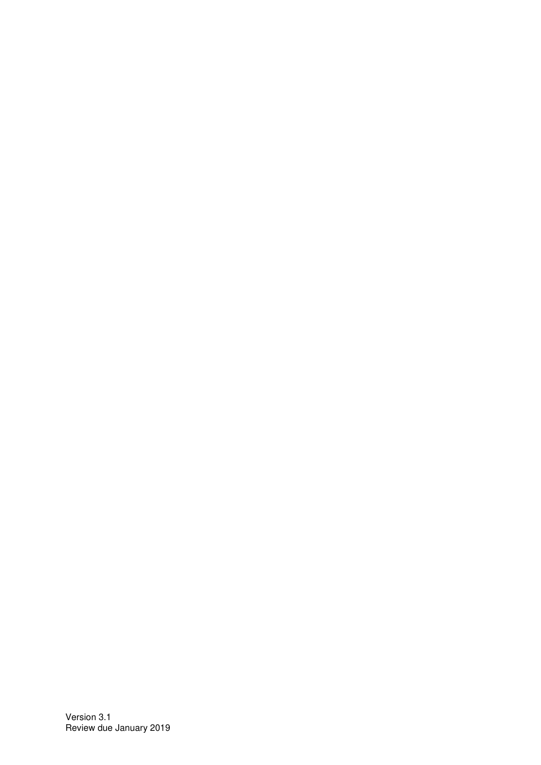Version 3.1
Review due January 2019